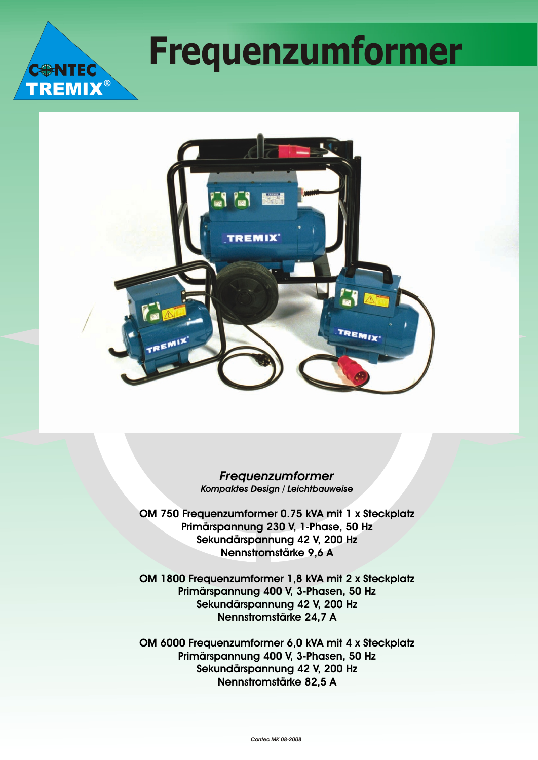# Frequenzumformer

*Frequenzumformer*

*Kompaktes Design / Leichtbauweise*

**OM 750 Frequenzumformer 0.75 kVA mit 1 x Steckplatz**
**Primärspannung 230 V, 1-Phase, 50 Hz**
**Sekundärspannung 42 V, 200 Hz**
**Nennstromstärke 9,6 A**

**OM 1800 Frequenzumformer 1,8 kVA mit 2 x Steckplatz**
**Primärspannung 400 V, 3-Phasen, 50 Hz**
**Sekundärspannung 42 V, 200 Hz**
**Nennstromstärke 24,7 A**

**OM 6000 Frequenzumformer 6,0 kVA mit 4 x Steckplatz**
**Primärspannung 400 V, 3-Phasen, 50 Hz**
**Sekundärspannung 42 V, 200 Hz**
**Nennstromstärke 82,5 A**

*Contec MK 08-2008*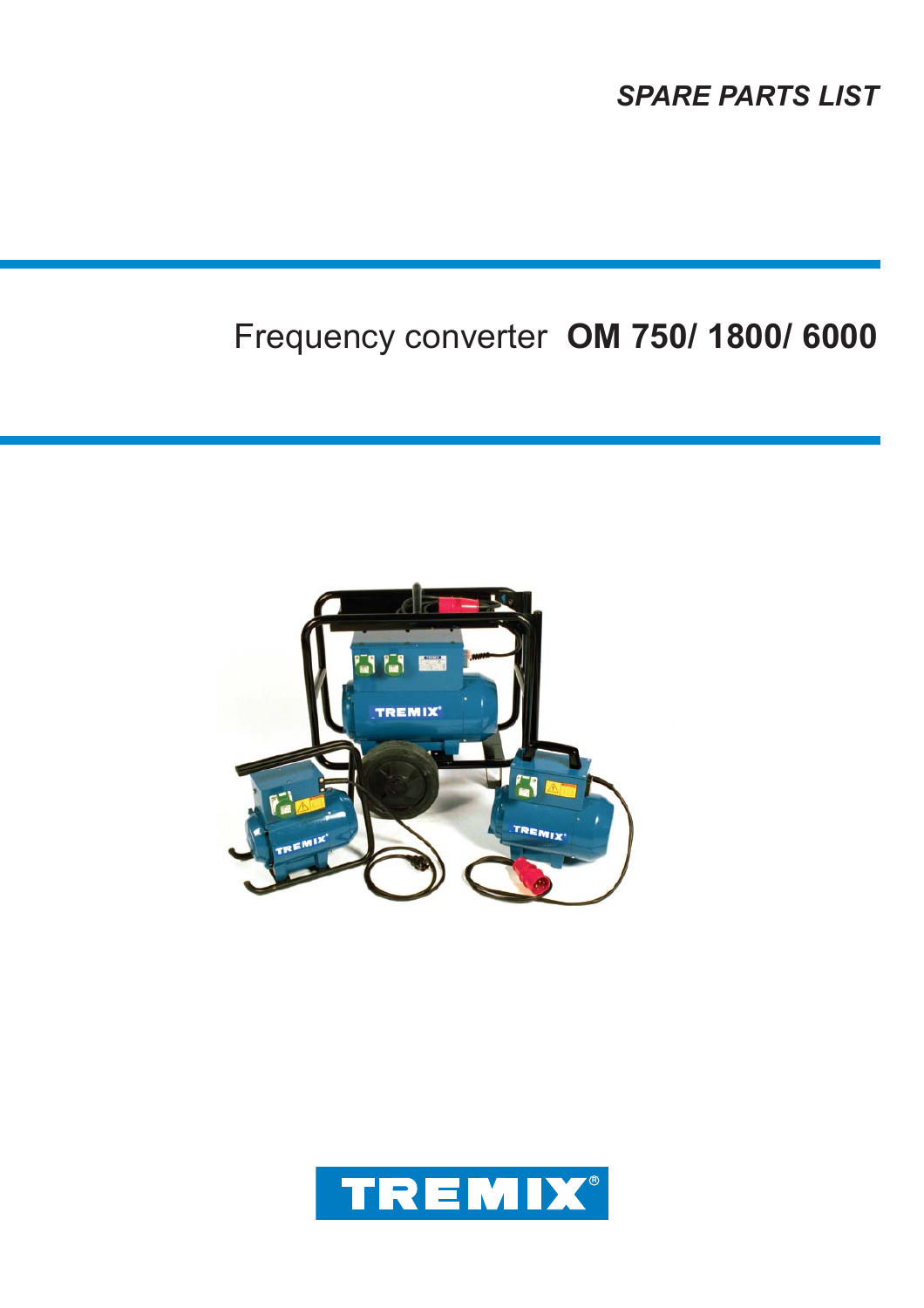*SPARE PARTS LIST*

# Frequency converter **OM 750/ 1800/ 6000**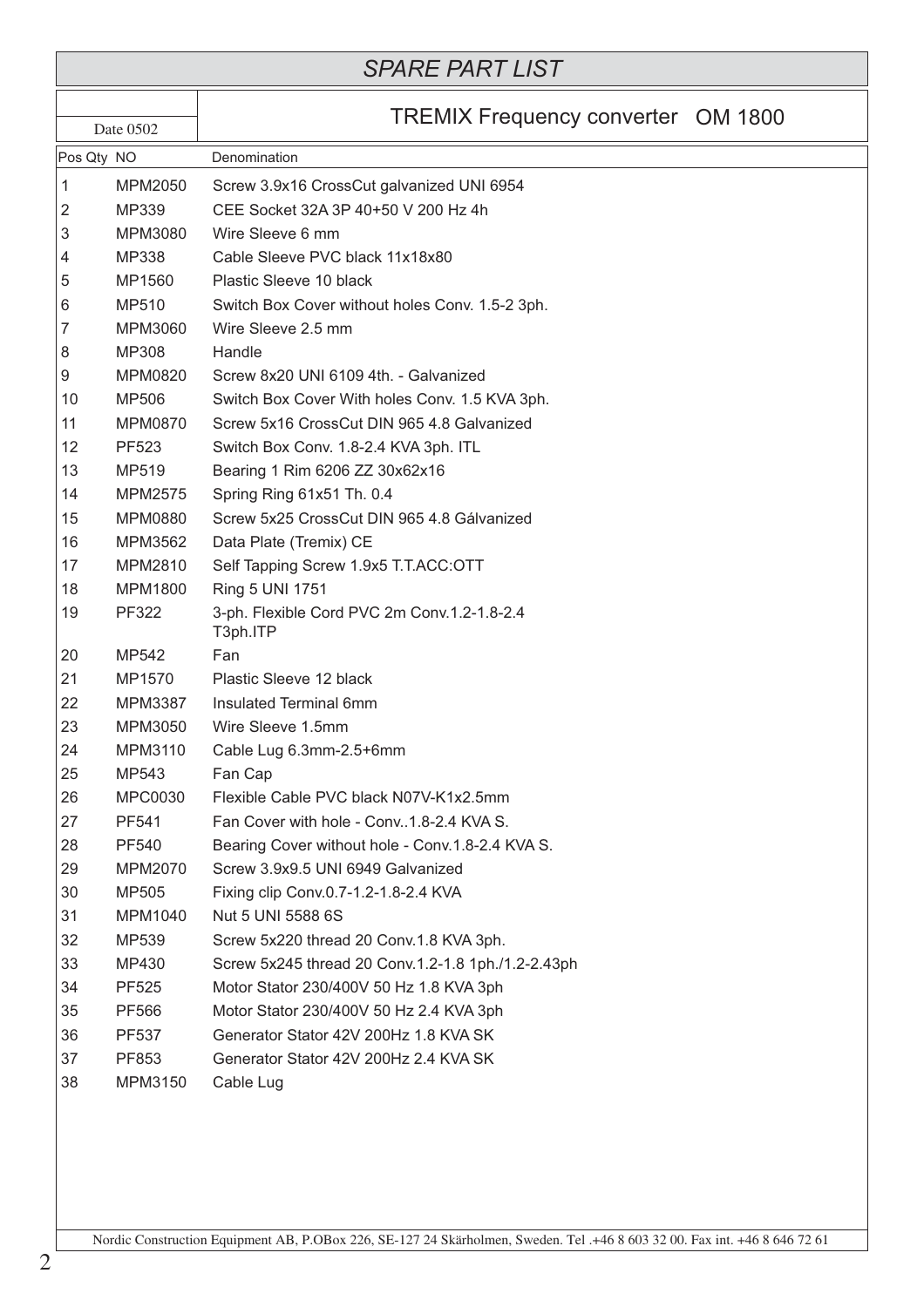# SPARE PART LIST

Date 0502

## TREMIX Frequency converter OM 1800

| Pos Qty | NO | Denomination |
|---|---|---|
| 1 | MPM2050 | Screw 3.9x16 CrossCut galvanized UNI 6954 |
| 2 | MP339 | CEE Socket 32A 3P 40+50 V 200 Hz 4h |
| 3 | MPM3080 | Wire Sleeve 6 mm |
| 4 | MP338 | Cable Sleeve PVC black 11x18x80 |
| 5 | MP1560 | Plastic Sleeve 10 black |
| 6 | MP510 | Switch Box Cover without holes Conv. 1.5-2 3ph. |
| 7 | MPM3060 | Wire Sleeve 2.5 mm |
| 8 | MP308 | Handle |
| 9 | MPM0820 | Screw 8x20 UNI 6109 4th. - Galvanized |
| 10 | MP506 | Switch Box Cover With holes Conv. 1.5 KVA 3ph. |
| 11 | MPM0870 | Screw 5x16 CrossCut DIN 965 4.8 Galvanized |
| 12 | PF523 | Switch Box Conv. 1.8-2.4 KVA 3ph. ITL |
| 13 | MP519 | Bearing 1 Rim 6206 ZZ 30x62x16 |
| 14 | MPM2575 | Spring Ring 61x51 Th. 0.4 |
| 15 | MPM0880 | Screw 5x25 CrossCut DIN 965 4.8 Gálvanized |
| 16 | MPM3562 | Data Plate (Tremix) CE |
| 17 | MPM2810 | Self Tapping Screw 1.9x5 T.T.ACC:OTT |
| 18 | MPM1800 | Ring 5 UNI 1751 |
| 19 | PF322 | 3-ph. Flexible Cord PVC 2m Conv.1.2-1.8-2.4 T3ph.ITP |
| 20 | MP542 | Fan |
| 21 | MP1570 | Plastic Sleeve 12 black |
| 22 | MPM3387 | Insulated Terminal 6mm |
| 23 | MPM3050 | Wire Sleeve 1.5mm |
| 24 | MPM3110 | Cable Lug 6.3mm-2.5+6mm |
| 25 | MP543 | Fan Cap |
| 26 | MPC0030 | Flexible Cable PVC black N07V-K1x2.5mm |
| 27 | PF541 | Fan Cover with hole - Conv..1.8-2.4 KVA S. |
| 28 | PF540 | Bearing Cover without hole - Conv.1.8-2.4 KVA S. |
| 29 | MPM2070 | Screw 3.9x9.5 UNI 6949 Galvanized |
| 30 | MP505 | Fixing clip Conv.0.7-1.2-1.8-2.4 KVA |
| 31 | MPM1040 | Nut 5 UNI 5588 6S |
| 32 | MP539 | Screw 5x220 thread 20 Conv.1.8 KVA 3ph. |
| 33 | MP430 | Screw 5x245 thread 20 Conv.1.2-1.8 1ph./1.2-2.43ph |
| 34 | PF525 | Motor Stator 230/400V 50 Hz 1.8 KVA 3ph |
| 35 | PF566 | Motor Stator 230/400V 50 Hz 2.4 KVA 3ph |
| 36 | PF537 | Generator Stator 42V 200Hz 1.8 KVA SK |
| 37 | PF853 | Generator Stator 42V 200Hz 2.4 KVA SK |
| 38 | MPM3150 | Cable Lug |

Nordic Construction Equipment AB, P.OBox 226, SE-127 24 Skärholmen, Sweden. Tel .+46 8 603 32 00. Fax int. +46 8 646 72 61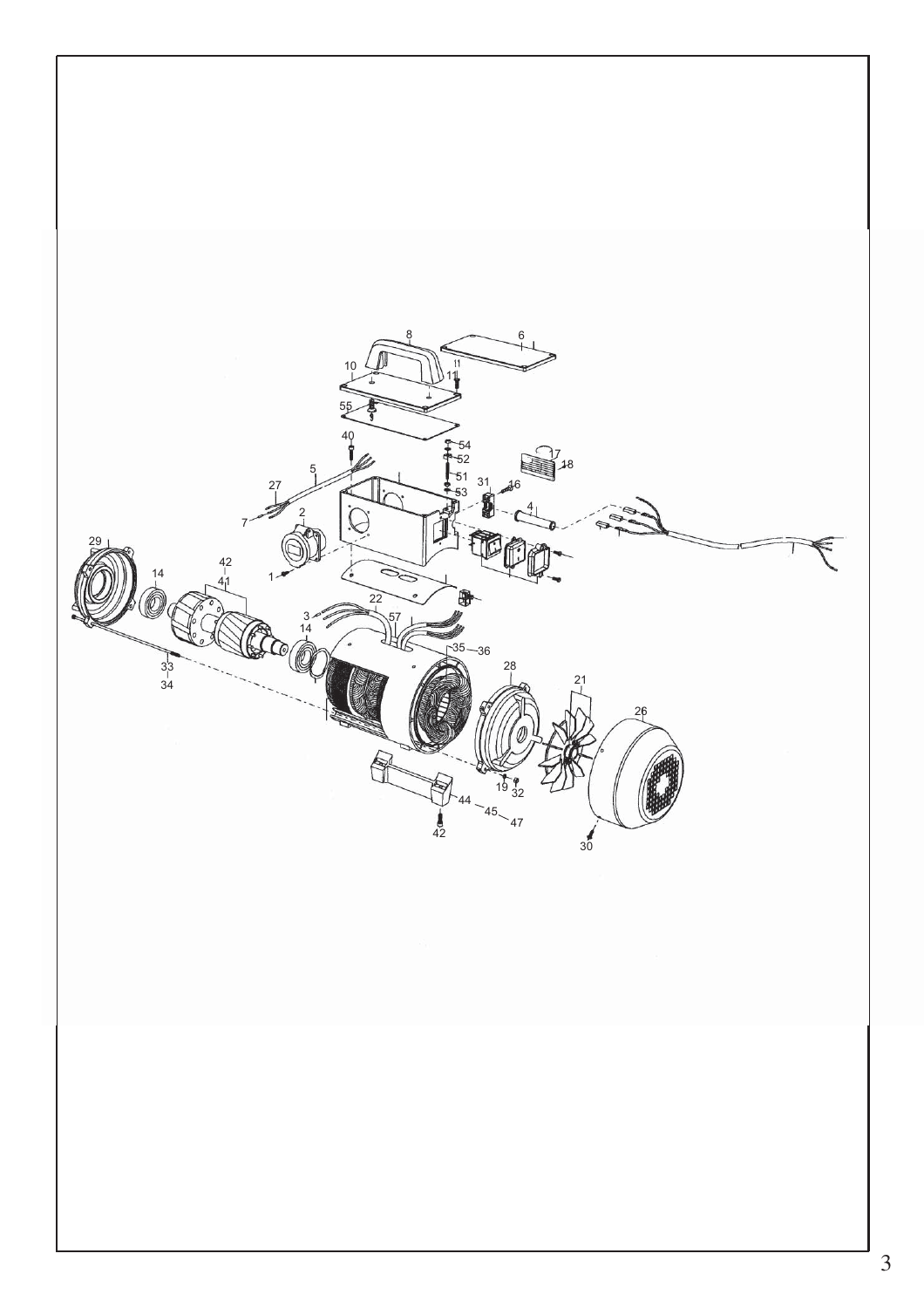8
6
10
11
55
40
54
52
17
18
5
51
31
16
27
53
4
2
7
29
42
14
1
41
22
3
57
14
35—36
28
21
33
26
34
19
32
44
45
47
42
30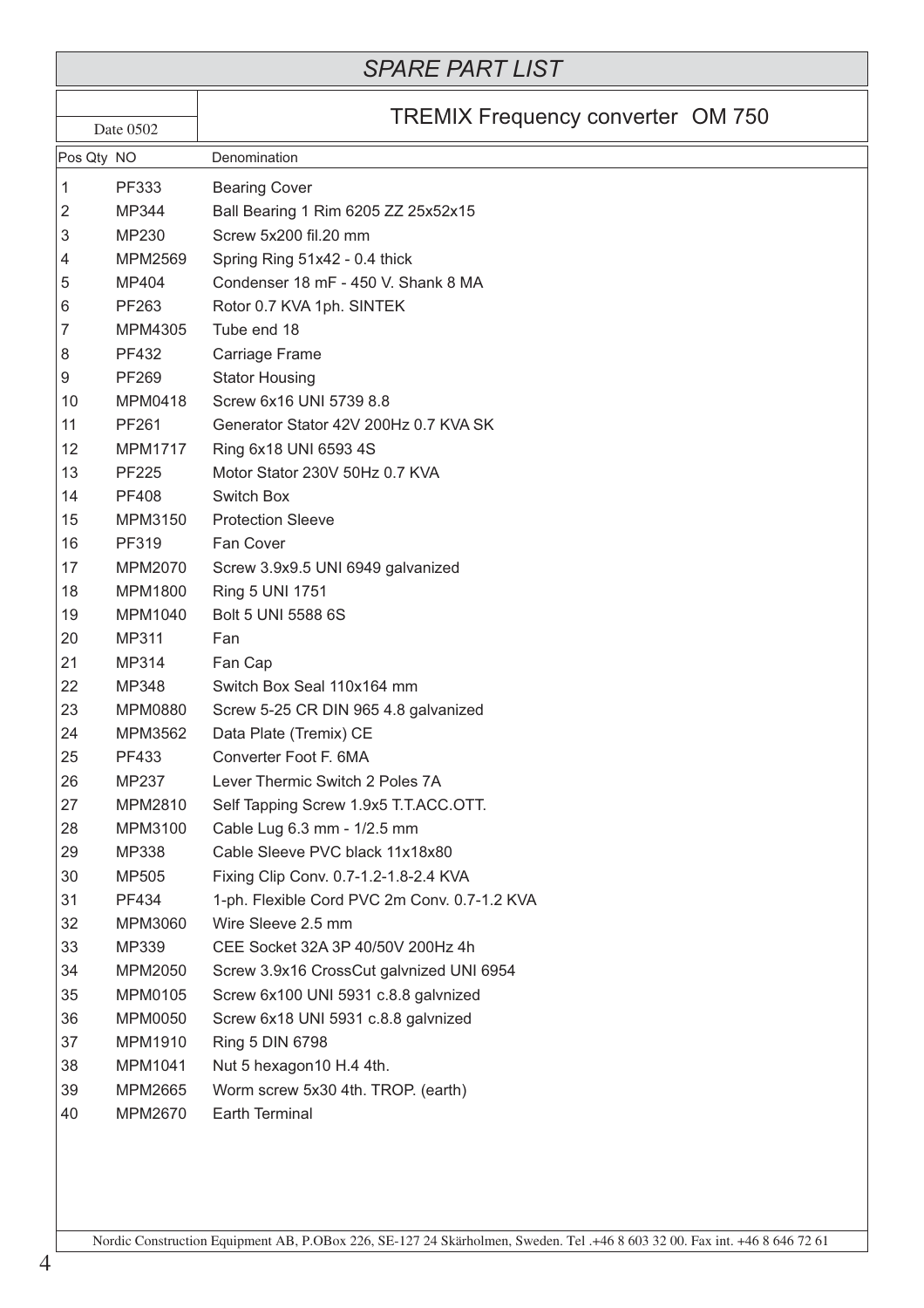# SPARE PART LIST

Date 0502

## TREMIX Frequency converter OM 750

| Pos Qty | NO | Denomination |
|---|---|---|
| 1 | PF333 | Bearing Cover |
| 2 | MP344 | Ball Bearing 1 Rim 6205 ZZ 25x52x15 |
| 3 | MP230 | Screw 5x200 fil.20 mm |
| 4 | MPM2569 | Spring Ring 51x42 - 0.4 thick |
| 5 | MP404 | Condenser 18 mF - 450 V. Shank 8 MA |
| 6 | PF263 | Rotor 0.7 KVA 1ph. SINTEK |
| 7 | MPM4305 | Tube end 18 |
| 8 | PF432 | Carriage Frame |
| 9 | PF269 | Stator Housing |
| 10 | MPM0418 | Screw 6x16 UNI 5739 8.8 |
| 11 | PF261 | Generator Stator 42V 200Hz 0.7 KVA SK |
| 12 | MPM1717 | Ring 6x18 UNI 6593 4S |
| 13 | PF225 | Motor Stator 230V 50Hz 0.7 KVA |
| 14 | PF408 | Switch Box |
| 15 | MPM3150 | Protection Sleeve |
| 16 | PF319 | Fan Cover |
| 17 | MPM2070 | Screw 3.9x9.5 UNI 6949 galvanized |
| 18 | MPM1800 | Ring 5 UNI 1751 |
| 19 | MPM1040 | Bolt 5 UNI 5588 6S |
| 20 | MP311 | Fan |
| 21 | MP314 | Fan Cap |
| 22 | MP348 | Switch Box Seal 110x164 mm |
| 23 | MPM0880 | Screw 5-25 CR DIN 965 4.8 galvanized |
| 24 | MPM3562 | Data Plate (Tremix) CE |
| 25 | PF433 | Converter Foot F. 6MA |
| 26 | MP237 | Lever Thermic Switch 2 Poles 7A |
| 27 | MPM2810 | Self Tapping Screw 1.9x5 T.T.ACC.OTT. |
| 28 | MPM3100 | Cable Lug 6.3 mm - 1/2.5 mm |
| 29 | MP338 | Cable Sleeve PVC black 11x18x80 |
| 30 | MP505 | Fixing Clip Conv. 0.7-1.2-1.8-2.4 KVA |
| 31 | PF434 | 1-ph. Flexible Cord PVC 2m Conv. 0.7-1.2 KVA |
| 32 | MPM3060 | Wire Sleeve 2.5 mm |
| 33 | MP339 | CEE Socket 32A 3P 40/50V 200Hz 4h |
| 34 | MPM2050 | Screw 3.9x16 CrossCut galvnized UNI 6954 |
| 35 | MPM0105 | Screw 6x100 UNI 5931 c.8.8 galvnized |
| 36 | MPM0050 | Screw 6x18 UNI 5931 c.8.8 galvnized |
| 37 | MPM1910 | Ring 5 DIN 6798 |
| 38 | MPM1041 | Nut 5 hexagon10 H.4 4th. |
| 39 | MPM2665 | Worm screw 5x30 4th. TROP. (earth) |
| 40 | MPM2670 | Earth Terminal |

Nordic Construction Equipment AB, P.OBox 226, SE-127 24 Skärholmen, Sweden. Tel .+46 8 603 32 00. Fax int. +46 8 646 72 61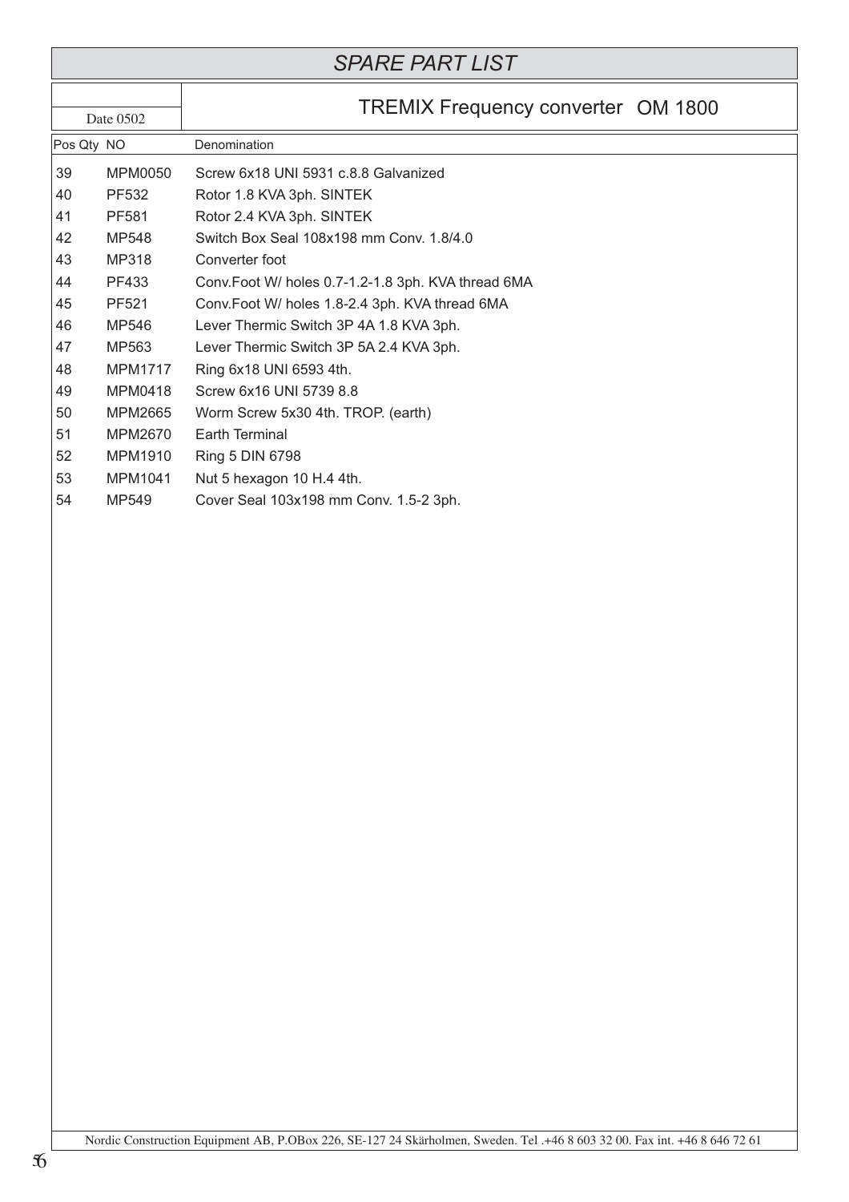# SPARE PART LIST

Date 0502

## TREMIX Frequency converter OM 1800

| Pos Qty | NO | Denomination |
|---|---|---|
| 39 | MPM0050 | Screw 6x18 UNI 5931 c.8.8 Galvanized |
| 40 | PF532 | Rotor 1.8 KVA 3ph. SINTEK |
| 41 | PF581 | Rotor 2.4 KVA 3ph. SINTEK |
| 42 | MP548 | Switch Box Seal 108x198 mm Conv. 1.8/4.0 |
| 43 | MP318 | Converter foot |
| 44 | PF433 | Conv.Foot W/ holes 0.7-1.2-1.8 3ph. KVA thread 6MA |
| 45 | PF521 | Conv.Foot W/ holes 1.8-2.4 3ph. KVA thread 6MA |
| 46 | MP546 | Lever Thermic Switch 3P 4A 1.8 KVA 3ph. |
| 47 | MP563 | Lever Thermic Switch 3P 5A 2.4 KVA 3ph. |
| 48 | MPM1717 | Ring 6x18 UNI 6593 4th. |
| 49 | MPM0418 | Screw 6x16 UNI 5739 8.8 |
| 50 | MPM2665 | Worm Screw 5x30 4th. TROP. (earth) |
| 51 | MPM2670 | Earth Terminal |
| 52 | MPM1910 | Ring 5 DIN 6798 |
| 53 | MPM1041 | Nut 5 hexagon 10 H.4 4th. |
| 54 | MP549 | Cover Seal 103x198 mm Conv. 1.5-2 3ph. |

Nordic Construction Equipment AB, P.OBox 226, SE-127 24 Skärholmen, Sweden. Tel .+46 8 603 32 00. Fax int. +46 8 646 72 61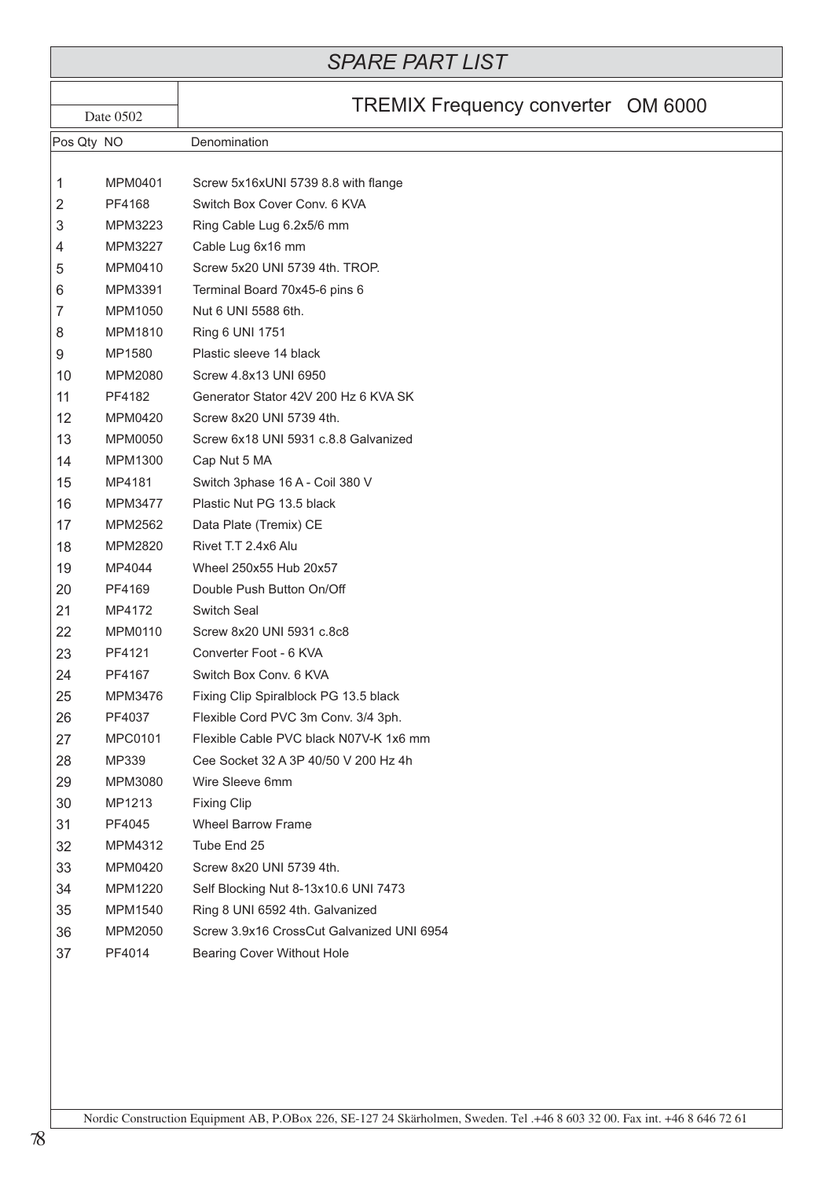# SPARE PART LIST

Date 0502

## TREMIX Frequency converter OM 6000

| Pos | Qty | NO | Denomination |
|---|---|---|---|
| 1 | | MPM0401 | Screw 5x16xUNI 5739 8.8 with flange |
| 2 | | PF4168 | Switch Box Cover Conv. 6 KVA |
| 3 | | MPM3223 | Ring Cable Lug 6.2x5/6 mm |
| 4 | | MPM3227 | Cable Lug 6x16 mm |
| 5 | | MPM0410 | Screw 5x20 UNI 5739 4th. TROP. |
| 6 | | MPM3391 | Terminal Board 70x45-6 pins 6 |
| 7 | | MPM1050 | Nut 6 UNI 5588 6th. |
| 8 | | MPM1810 | Ring 6 UNI 1751 |
| 9 | | MP1580 | Plastic sleeve 14 black |
| 10 | | MPM2080 | Screw 4.8x13 UNI 6950 |
| 11 | | PF4182 | Generator Stator 42V 200 Hz 6 KVA SK |
| 12 | | MPM0420 | Screw 8x20 UNI 5739 4th. |
| 13 | | MPM0050 | Screw 6x18 UNI 5931 c.8.8 Galvanized |
| 14 | | MPM1300 | Cap Nut 5 MA |
| 15 | | MP4181 | Switch 3phase 16 A - Coil 380 V |
| 16 | | MPM3477 | Plastic Nut PG 13.5 black |
| 17 | | MPM2562 | Data Plate (Tremix) CE |
| 18 | | MPM2820 | Rivet T.T 2.4x6 Alu |
| 19 | | MP4044 | Wheel 250x55 Hub 20x57 |
| 20 | | PF4169 | Double Push Button On/Off |
| 21 | | MP4172 | Switch Seal |
| 22 | | MPM0110 | Screw 8x20 UNI 5931 c.8c8 |
| 23 | | PF4121 | Converter Foot - 6 KVA |
| 24 | | PF4167 | Switch Box Conv. 6 KVA |
| 25 | | MPM3476 | Fixing Clip Spiralblock PG 13.5 black |
| 26 | | PF4037 | Flexible Cord PVC 3m Conv. 3/4 3ph. |
| 27 | | MPC0101 | Flexible Cable PVC black N07V-K 1x6 mm |
| 28 | | MP339 | Cee Socket 32 A 3P 40/50 V 200 Hz 4h |
| 29 | | MPM3080 | Wire Sleeve 6mm |
| 30 | | MP1213 | Fixing Clip |
| 31 | | PF4045 | Wheel Barrow Frame |
| 32 | | MPM4312 | Tube End 25 |
| 33 | | MPM0420 | Screw 8x20 UNI 5739 4th. |
| 34 | | MPM1220 | Self Blocking Nut 8-13x10.6 UNI 7473 |
| 35 | | MPM1540 | Ring 8 UNI 6592 4th. Galvanized |
| 36 | | MPM2050 | Screw 3.9x16 CrossCut Galvanized UNI 6954 |
| 37 | | PF4014 | Bearing Cover Without Hole |

Nordic Construction Equipment AB, P.OBox 226, SE-127 24 Skärholmen, Sweden. Tel .+46 8 603 32 00. Fax int. +46 8 646 72 61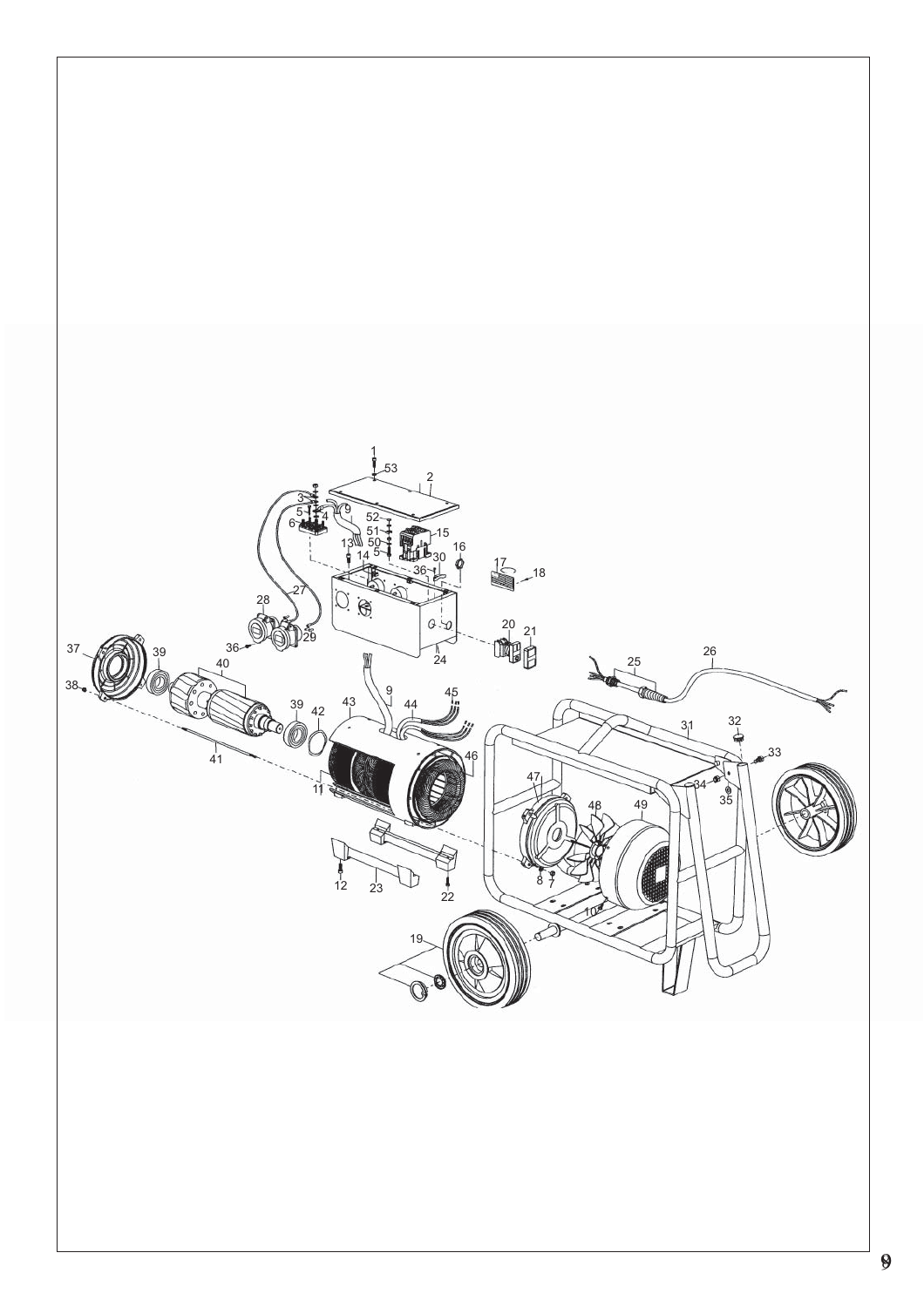1
53
2
3
5
4
9
6
52
51
15
50
5
13
14
30
16
36
17
18
28
27
29
24
36
20
21
37
39
40
25
26
38
9
45
39
42
43
44
31
32
33
41
46
11
47
34
35
48
49
12
23
22
8
7
10
19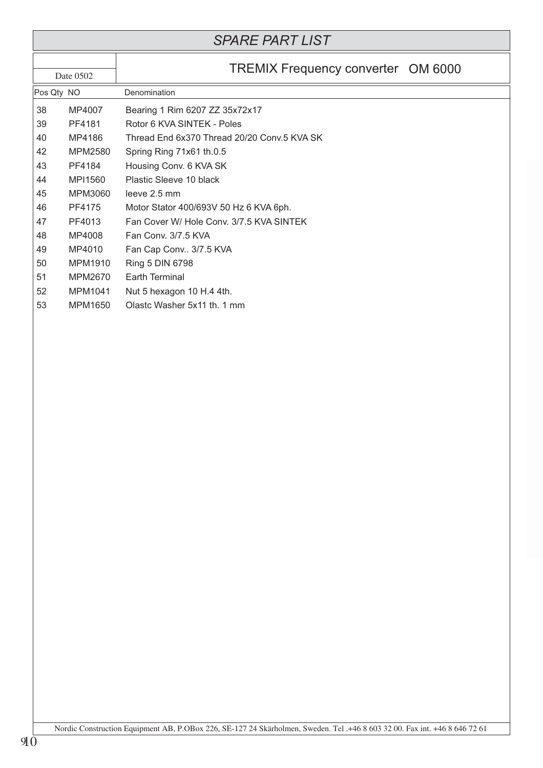# SPARE PART LIST

Date 0502

## TREMIX Frequency converter OM 6000

| Pos | Qty | NO | Denomination |
|---|---|---|---|
| 38 | | MP4007 | Bearing 1 Rim 6207 ZZ 35x72x17 |
| 39 | | PF4181 | Rotor 6 KVA SINTEK - Poles |
| 40 | | MP4186 | Thread End 6x370 Thread 20/20 Conv.5 KVA SK |
| 42 | | MPM2580 | Spring Ring 71x61 th.0.5 |
| 43 | | PF4184 | Housing Conv. 6 KVA SK |
| 44 | | MPI1560 | Plastic Sleeve 10 black |
| 45 | | MPM3060 | leeve 2.5 mm |
| 46 | | PF4175 | Motor Stator 400/693V 50 Hz 6 KVA 6ph. |
| 47 | | PF4013 | Fan Cover W/ Hole Conv. 3/7.5 KVA SINTEK |
| 48 | | MP4008 | Fan Conv. 3/7.5 KVA |
| 49 | | MP4010 | Fan Cap Conv.. 3/7.5 KVA |
| 50 | | MPM1910 | Ring 5 DIN 6798 |
| 51 | | MPM2670 | Earth Terminal |
| 52 | | MPM1041 | Nut 5 hexagon 10 H.4 4th. |
| 53 | | MPM1650 | Olastc Washer 5x11 th. 1 mm |

Nordic Construction Equipment AB, P.OBox 226, SE-127 24 Skärholmen, Sweden. Tel .+46 8 603 32 00. Fax int. +46 8 646 72 61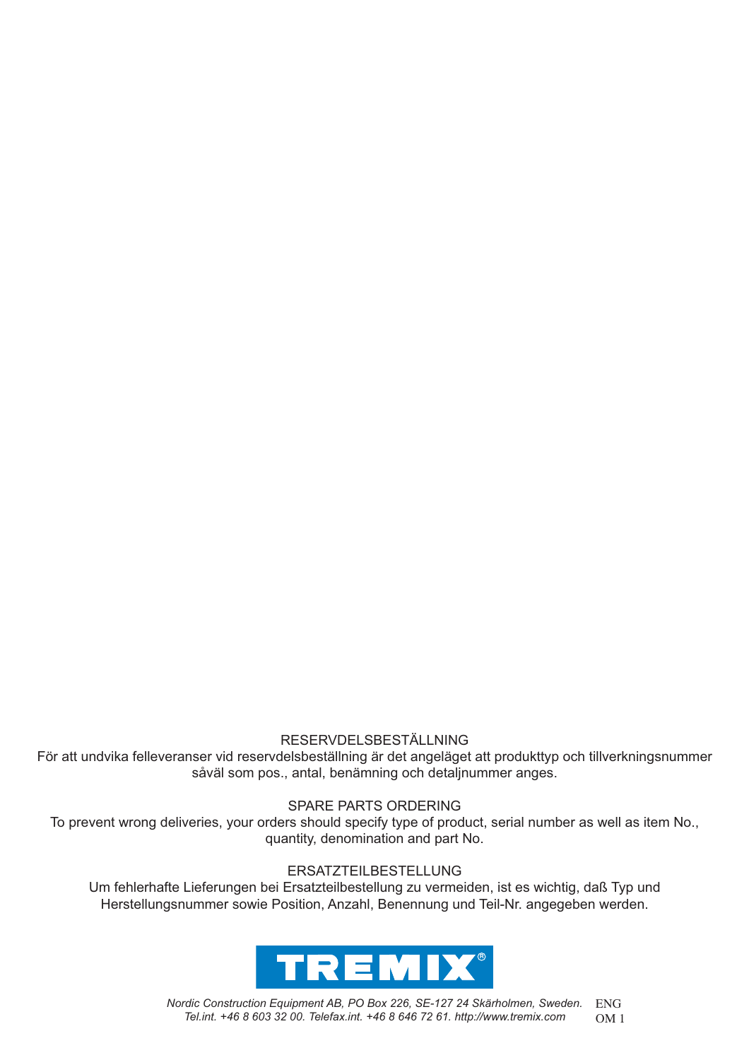RESERVDELSBESTÄLLNING

För att undvika felleveranser vid reservdelsbeställning är det angeläget att produkttyp och tillverkningsnummer såväl som pos., antal, benämning och detaljnummer anges.

SPARE PARTS ORDERING

To prevent wrong deliveries, your orders should specify type of product, serial number as well as item No., quantity, denomination and part No.

ERSATZTEILBESTELLUNG

Um fehlerhafte Lieferungen bei Ersatzteilbestellung zu vermeiden, ist es wichtig, daß Typ und Herstellungsnummer sowie Position, Anzahl, Benennung und Teil-Nr. angegeben werden.

TREMIX®

*Nordic Construction Equipment AB, PO Box 226, SE-127 24 Skärholmen, Sweden.*
*Tel.int. +46 8 603 32 00. Telefax.int. +46 8 646 72 61. http://www.tremix.com*

ENG
OM 1